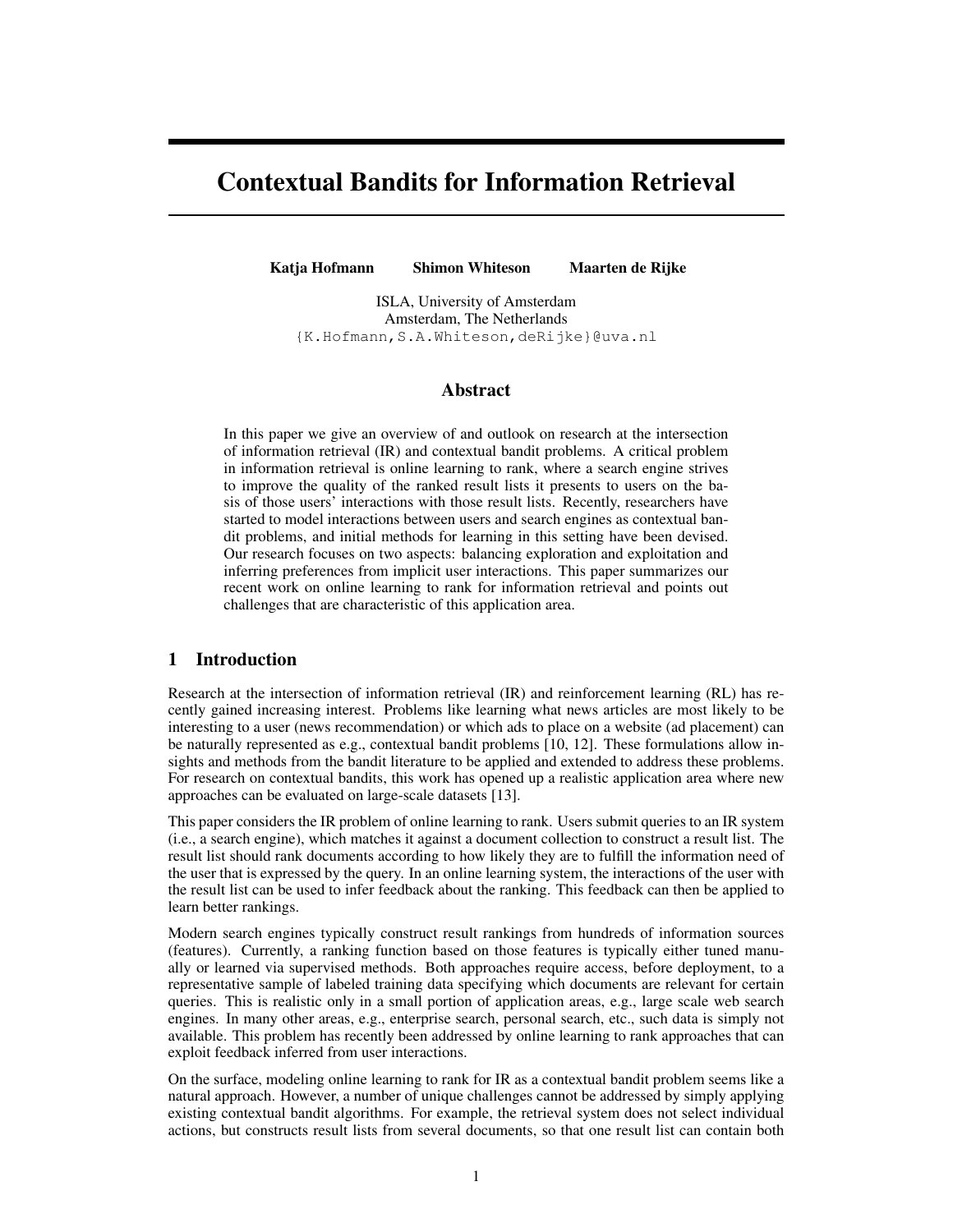# Contextual Bandits for Information Retrieval

**Katja Hofmann** **Shimon Whiteson** **Maarten de Rijke**

ISLA, University of Amsterdam
Amsterdam, The Netherlands
{K.Hofmann,S.A.Whiteson,deRijke}@uva.nl

## Abstract

In this paper we give an overview of and outlook on research at the intersection of information retrieval (IR) and contextual bandit problems. A critical problem in information retrieval is online learning to rank, where a search engine strives to improve the quality of the ranked result lists it presents to users on the basis of those users' interactions with those result lists. Recently, researchers have started to model interactions between users and search engines as contextual bandit problems, and initial methods for learning in this setting have been devised. Our research focuses on two aspects: balancing exploration and exploitation and inferring preferences from implicit user interactions. This paper summarizes our recent work on online learning to rank for information retrieval and points out challenges that are characteristic of this application area.

## 1 Introduction

Research at the intersection of information retrieval (IR) and reinforcement learning (RL) has recently gained increasing interest. Problems like learning what news articles are most likely to be interesting to a user (news recommendation) or which ads to place on a website (ad placement) can be naturally represented as e.g., contextual bandit problems [10, 12]. These formulations allow insights and methods from the bandit literature to be applied and extended to address these problems. For research on contextual bandits, this work has opened up a realistic application area where new approaches can be evaluated on large-scale datasets [13].

This paper considers the IR problem of online learning to rank. Users submit queries to an IR system (i.e., a search engine), which matches it against a document collection to construct a result list. The result list should rank documents according to how likely they are to fulfill the information need of the user that is expressed by the query. In an online learning system, the interactions of the user with the result list can be used to infer feedback about the ranking. This feedback can then be applied to learn better rankings.

Modern search engines typically construct result rankings from hundreds of information sources (features). Currently, a ranking function based on those features is typically either tuned manually or learned via supervised methods. Both approaches require access, before deployment, to a representative sample of labeled training data specifying which documents are relevant for certain queries. This is realistic only in a small portion of application areas, e.g., large scale web search engines. In many other areas, e.g., enterprise search, personal search, etc., such data is simply not available. This problem has recently been addressed by online learning to rank approaches that can exploit feedback inferred from user interactions.

On the surface, modeling online learning to rank for IR as a contextual bandit problem seems like a natural approach. However, a number of unique challenges cannot be addressed by simply applying existing contextual bandit algorithms. For example, the retrieval system does not select individual actions, but constructs result lists from several documents, so that one result list can contain both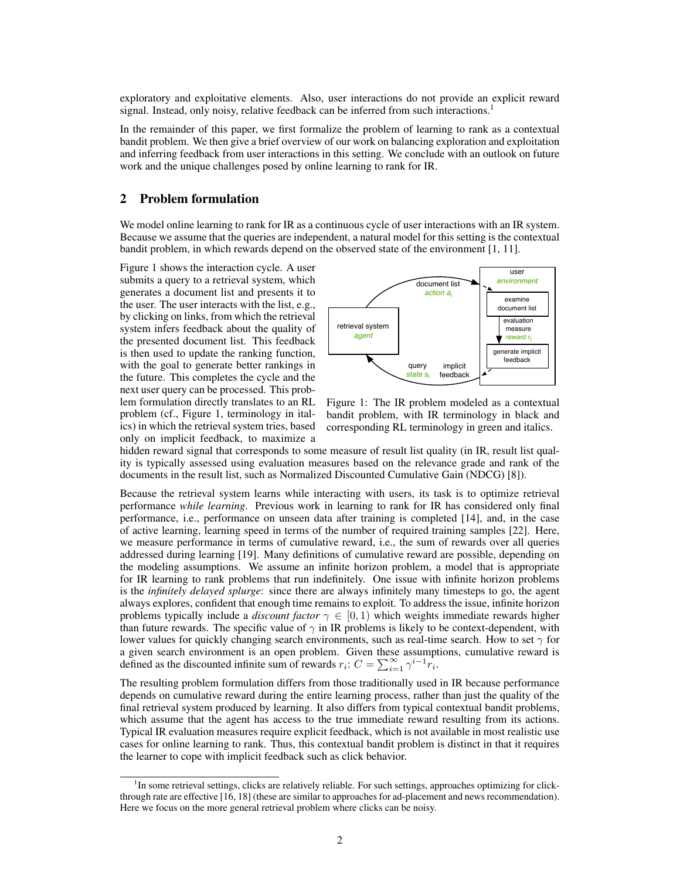exploratory and exploitative elements. Also, user interactions do not provide an explicit reward signal. Instead, only noisy, relative feedback can be inferred from such interactions.[1]

In the remainder of this paper, we first formalize the problem of learning to rank as a contextual bandit problem. We then give a brief overview of our work on balancing exploration and exploitation and inferring feedback from user interactions in this setting. We conclude with an outlook on future work and the unique challenges posed by online learning to rank for IR.

## 2 Problem formulation

We model online learning to rank for IR as a continuous cycle of user interactions with an IR system. Because we assume that the queries are independent, a natural model for this setting is the contextual bandit problem, in which rewards depend on the observed state of the environment [1, 11].

Figure 1 shows the interaction cycle. A user submits a query to a retrieval system, which generates a document list and presents it to the user. The user interacts with the list, e.g., by clicking on links, from which the retrieval system infers feedback about the quality of the presented document list. This feedback is then used to update the ranking function, with the goal to generate better rankings in the future. This completes the cycle and the next user query can be processed. This problem formulation directly translates to an RL problem (cf., Figure 1, terminology in italics) in which the retrieval system tries, based only on implicit feedback, to maximize a hidden reward signal that corresponds to some measure of result list quality (in IR, result list quality is typically assessed using evaluation measures based on the relevance grade and rank of the documents in the result list, such as Normalized Discounted Cumulative Gain (NDCG) [8]).

Figure 1: The IR problem modeled as a contextual bandit problem, with IR terminology in black and corresponding RL terminology in green and italics.

Because the retrieval system learns while interacting with users, its task is to optimize retrieval performance *while learning*. Previous work in learning to rank for IR has considered only final performance, i.e., performance on unseen data after training is completed [14], and, in the case of active learning, learning speed in terms of the number of required training samples [22]. Here, we measure performance in terms of cumulative reward, i.e., the sum of rewards over all queries addressed during learning [19]. Many definitions of cumulative reward are possible, depending on the modeling assumptions. We assume an infinite horizon problem, a model that is appropriate for IR learning to rank problems that run indefinitely. One issue with infinite horizon problems is the *infinitely delayed splurge*: since there are always infinitely many timesteps to go, the agent always explores, confident that enough time remains to exploit. To address the issue, infinite horizon problems typically include a *discount factor* $\gamma \in [0, 1)$ which weights immediate rewards higher than future rewards. The specific value of $\gamma$ in IR problems is likely to be context-dependent, with lower values for quickly changing search environments, such as real-time search. How to set $\gamma$ for a given search environment is an open problem. Given these assumptions, cumulative reward is defined as the discounted infinite sum of rewards $r_i$: $C = \sum_{i=1}^{\infty} \gamma^{i-1} r_i$.

The resulting problem formulation differs from those traditionally used in IR because performance depends on cumulative reward during the entire learning process, rather than just the quality of the final retrieval system produced by learning. It also differs from typical contextual bandit problems, which assume that the agent has access to the true immediate reward resulting from its actions. Typical IR evaluation measures require explicit feedback, which is not available in most realistic use cases for online learning to rank. Thus, this contextual bandit problem is distinct in that it requires the learner to cope with implicit feedback such as click behavior.

[1] In some retrieval settings, clicks are relatively reliable. For such settings, approaches optimizing for click-through rate are effective [16, 18] (these are similar to approaches for ad-placement and news recommendation). Here we focus on the more general retrieval problem where clicks can be noisy.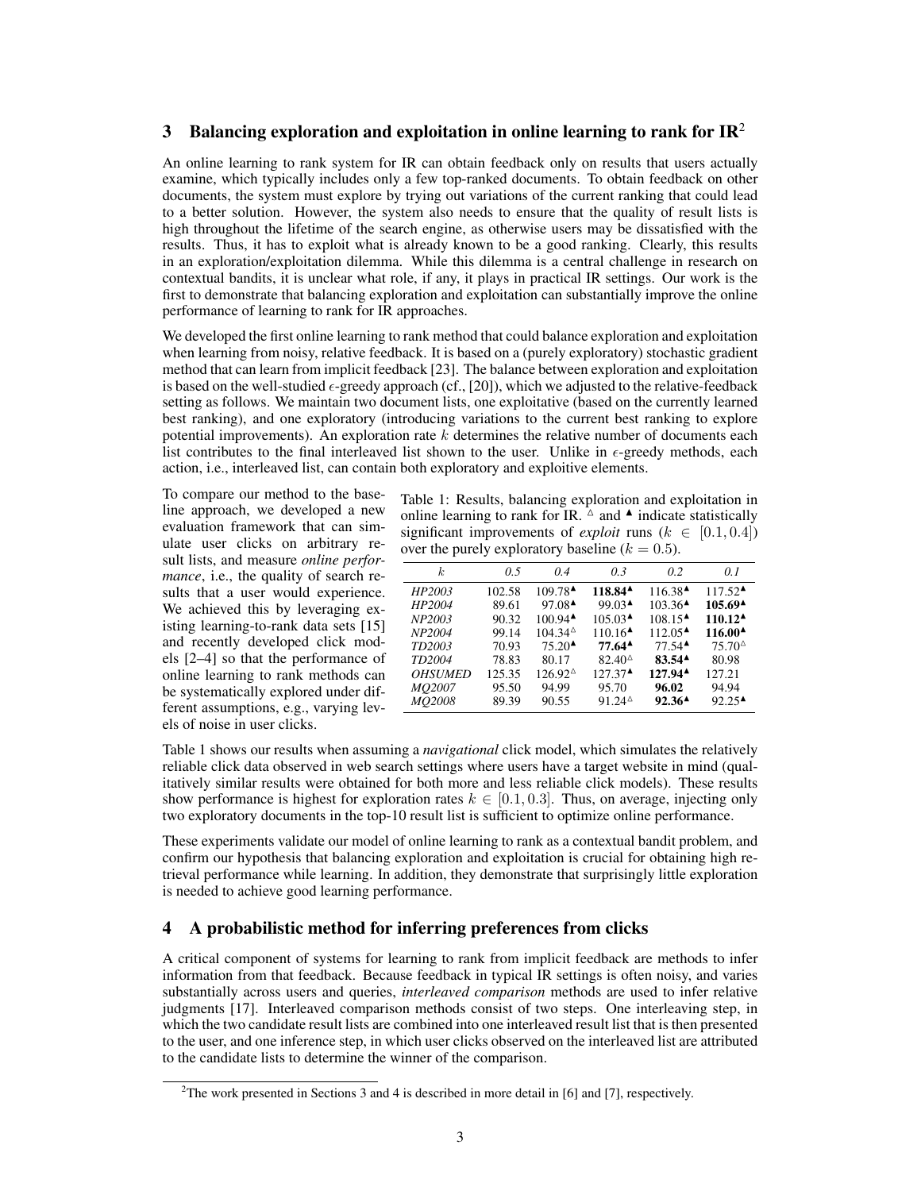## 3 Balancing exploration and exploitation in online learning to rank for IR[2]

An online learning to rank system for IR can obtain feedback only on results that users actually examine, which typically includes only a few top-ranked documents. To obtain feedback on other documents, the system must explore by trying out variations of the current ranking that could lead to a better solution. However, the system also needs to ensure that the quality of result lists is high throughout the lifetime of the search engine, as otherwise users may be dissatisfied with the results. Thus, it has to exploit what is already known to be a good ranking. Clearly, this results in an exploration/exploitation dilemma. While this dilemma is a central challenge in research on contextual bandits, it is unclear what role, if any, it plays in practical IR settings. Our work is the first to demonstrate that balancing exploration and exploitation can substantially improve the online performance of learning to rank for IR approaches.

We developed the first online learning to rank method that could balance exploration and exploitation when learning from noisy, relative feedback. It is based on a (purely exploratory) stochastic gradient method that can learn from implicit feedback [23]. The balance between exploration and exploitation is based on the well-studied $\epsilon$-greedy approach (cf., [20]), which we adjusted to the relative-feedback setting as follows. We maintain two document lists, one exploitative (based on the currently learned best ranking), and one exploratory (introducing variations to the current best ranking to explore potential improvements). An exploration rate $k$ determines the relative number of documents each list contributes to the final interleaved list shown to the user. Unlike in $\epsilon$-greedy methods, each action, i.e., interleaved list, can contain both exploratory and exploitive elements.

To compare our method to the baseline approach, we developed a new evaluation framework that can simulate user clicks on arbitrary result lists, and measure *online performance*, i.e., the quality of search results that a user would experience. We achieved this by leveraging existing learning-to-rank data sets [15] and recently developed click models [2–4] so that the performance of online learning to rank methods can be systematically explored under different assumptions, e.g., varying levels of noise in user clicks.

Table 1: Results, balancing exploration and exploitation in online learning to rank for IR. $^\triangle$ and $^\blacktriangle$ indicate statistically significant improvements of *exploit* runs ($k \in [0.1, 0.4]$) over the purely exploratory baseline ($k = 0.5$).

| $k$ | *0.5* | *0.4* | *0.3* | *0.2* | *0.1* |
|---|---|---|---|---|---|
| *HP2003* | 102.58 | 109.78$^\blacktriangle$ | **118.84**$^\blacktriangle$ | 116.38$^\blacktriangle$ | 117.52$^\blacktriangle$ |
| *HP2004* | 89.61 | 97.08$^\blacktriangle$ | 99.03$^\blacktriangle$ | 103.36$^\blacktriangle$ | **105.69**$^\blacktriangle$ |
| *NP2003* | 90.32 | 100.94$^\blacktriangle$ | 105.03$^\blacktriangle$ | 108.15$^\blacktriangle$ | **110.12**$^\blacktriangle$ |
| *NP2004* | 99.14 | 104.34$^\triangle$ | 110.16$^\blacktriangle$ | 112.05$^\blacktriangle$ | **116.00**$^\blacktriangle$ |
| *TD2003* | 70.93 | 75.20$^\blacktriangle$ | **77.64**$^\blacktriangle$ | 77.54$^\blacktriangle$ | 75.70$^\triangle$ |
| *TD2004* | 78.83 | 80.17 | 82.40$^\triangle$ | **83.54**$^\blacktriangle$ | 80.98 |
| *OHSUMED* | 125.35 | 126.92$^\triangle$ | 127.37$^\blacktriangle$ | **127.94**$^\blacktriangle$ | 127.21 |
| *MQ2007* | 95.50 | 94.99 | 95.70 | **96.02** | 94.94 |
| *MQ2008* | 89.39 | 90.55 | 91.24$^\triangle$ | **92.36**$^\blacktriangle$ | 92.25$^\blacktriangle$ |

Table 1 shows our results when assuming a *navigational* click model, which simulates the relatively reliable click data observed in web search settings where users have a target website in mind (qualitatively similar results were obtained for both more and less reliable click models). These results show performance is highest for exploration rates $k \in [0.1, 0.3]$. Thus, on average, injecting only two exploratory documents in the top-10 result list is sufficient to optimize online performance.

These experiments validate our model of online learning to rank as a contextual bandit problem, and confirm our hypothesis that balancing exploration and exploitation is crucial for obtaining high retrieval performance while learning. In addition, they demonstrate that surprisingly little exploration is needed to achieve good learning performance.

## 4 A probabilistic method for inferring preferences from clicks

A critical component of systems for learning to rank from implicit feedback are methods to infer information from that feedback. Because feedback in typical IR settings is often noisy, and varies substantially across users and queries, *interleaved comparison* methods are used to infer relative judgments [17]. Interleaved comparison methods consist of two steps. One interleaving step, in which the two candidate result lists are combined into one interleaved result list that is then presented to the user, and one inference step, in which user clicks observed on the interleaved list are attributed to the candidate lists to determine the winner of the comparison.

[2] The work presented in Sections 3 and 4 is described in more detail in [6] and [7], respectively.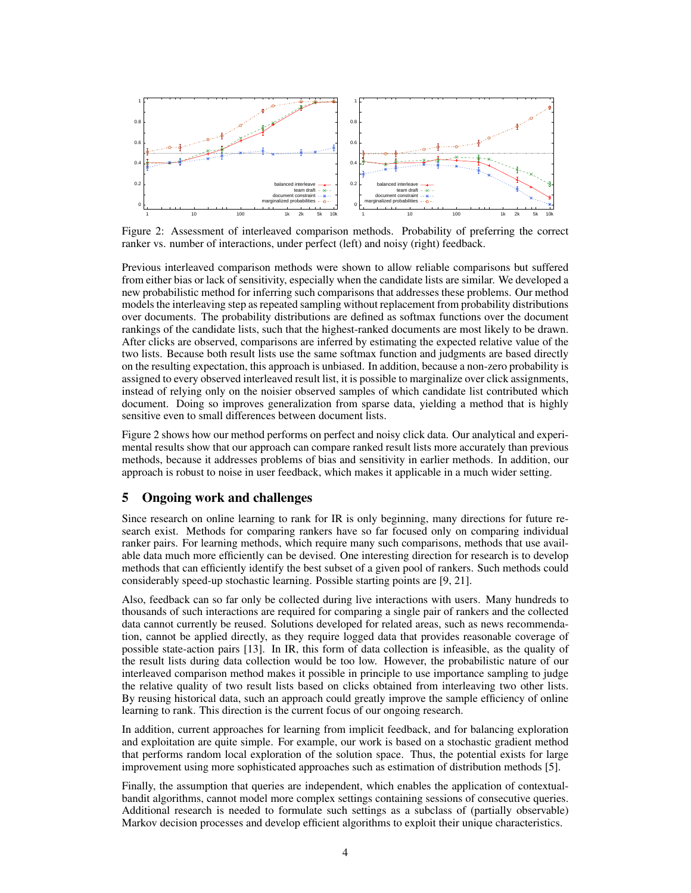Figure 2: Assessment of interleaved comparison methods. Probability of preferring the correct ranker vs. number of interactions, under perfect (left) and noisy (right) feedback.

Previous interleaved comparison methods were shown to allow reliable comparisons but suffered from either bias or lack of sensitivity, especially when the candidate lists are similar. We developed a new probabilistic method for inferring such comparisons that addresses these problems. Our method models the interleaving step as repeated sampling without replacement from probability distributions over documents. The probability distributions are defined as softmax functions over the document rankings of the candidate lists, such that the highest-ranked documents are most likely to be drawn. After clicks are observed, comparisons are inferred by estimating the expected relative value of the two lists. Because both result lists use the same softmax function and judgments are based directly on the resulting expectation, this approach is unbiased. In addition, because a non-zero probability is assigned to every observed interleaved result list, it is possible to marginalize over click assignments, instead of relying only on the noisier observed samples of which candidate list contributed which document. Doing so improves generalization from sparse data, yielding a method that is highly sensitive even to small differences between document lists.

Figure 2 shows how our method performs on perfect and noisy click data. Our analytical and experimental results show that our approach can compare ranked result lists more accurately than previous methods, because it addresses problems of bias and sensitivity in earlier methods. In addition, our approach is robust to noise in user feedback, which makes it applicable in a much wider setting.

## 5 Ongoing work and challenges

Since research on online learning to rank for IR is only beginning, many directions for future research exist. Methods for comparing rankers have so far focused only on comparing individual ranker pairs. For learning methods, which require many such comparisons, methods that use available data much more efficiently can be devised. One interesting direction for research is to develop methods that can efficiently identify the best subset of a given pool of rankers. Such methods could considerably speed-up stochastic learning. Possible starting points are [9, 21].

Also, feedback can so far only be collected during live interactions with users. Many hundreds to thousands of such interactions are required for comparing a single pair of rankers and the collected data cannot currently be reused. Solutions developed for related areas, such as news recommendation, cannot be applied directly, as they require logged data that provides reasonable coverage of possible state-action pairs [13]. In IR, this form of data collection is infeasible, as the quality of the result lists during data collection would be too low. However, the probabilistic nature of our interleaved comparison method makes it possible in principle to use importance sampling to judge the relative quality of two result lists based on clicks obtained from interleaving two other lists. By reusing historical data, such an approach could greatly improve the sample efficiency of online learning to rank. This direction is the current focus of our ongoing research.

In addition, current approaches for learning from implicit feedback, and for balancing exploration and exploitation are quite simple. For example, our work is based on a stochastic gradient method that performs random local exploration of the solution space. Thus, the potential exists for large improvement using more sophisticated approaches such as estimation of distribution methods [5].

Finally, the assumption that queries are independent, which enables the application of contextual-bandit algorithms, cannot model more complex settings containing sessions of consecutive queries. Additional research is needed to formulate such settings as a subclass of (partially observable) Markov decision processes and develop efficient algorithms to exploit their unique characteristics.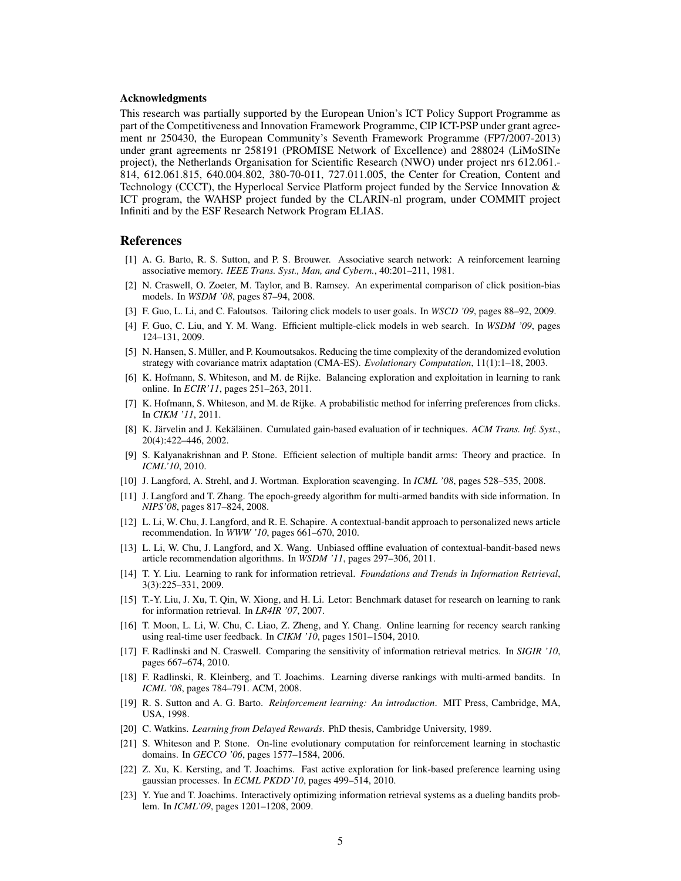### Acknowledgments

This research was partially supported by the European Union's ICT Policy Support Programme as part of the Competitiveness and Innovation Framework Programme, CIP ICT-PSP under grant agreement nr 250430, the European Community's Seventh Framework Programme (FP7/2007-2013) under grant agreements nr 258191 (PROMISE Network of Excellence) and 288024 (LiMoSINe project), the Netherlands Organisation for Scientific Research (NWO) under project nrs 612.061.-814, 612.061.815, 640.004.802, 380-70-011, 727.011.005, the Center for Creation, Content and Technology (CCCT), the Hyperlocal Service Platform project funded by the Service Innovation & ICT program, the WAHSP project funded by the CLARIN-nl program, under COMMIT project Infiniti and by the ESF Research Network Program ELIAS.

## References

[1] A. G. Barto, R. S. Sutton, and P. S. Brouwer. Associative search network: A reinforcement learning associative memory. *IEEE Trans. Syst., Man, and Cybern.*, 40:201–211, 1981.

[2] N. Craswell, O. Zoeter, M. Taylor, and B. Ramsey. An experimental comparison of click position-bias models. In *WSDM '08*, pages 87–94, 2008.

[3] F. Guo, L. Li, and C. Faloutsos. Tailoring click models to user goals. In *WSCD '09*, pages 88–92, 2009.

[4] F. Guo, C. Liu, and Y. M. Wang. Efficient multiple-click models in web search. In *WSDM '09*, pages 124–131, 2009.

[5] N. Hansen, S. Müller, and P. Koumoutsakos. Reducing the time complexity of the derandomized evolution strategy with covariance matrix adaptation (CMA-ES). *Evolutionary Computation*, 11(1):1–18, 2003.

[6] K. Hofmann, S. Whiteson, and M. de Rijke. Balancing exploration and exploitation in learning to rank online. In *ECIR'11*, pages 251–263, 2011.

[7] K. Hofmann, S. Whiteson, and M. de Rijke. A probabilistic method for inferring preferences from clicks. In *CIKM '11*, 2011.

[8] K. Järvelin and J. Kekäläinen. Cumulated gain-based evaluation of ir techniques. *ACM Trans. Inf. Syst.*, 20(4):422–446, 2002.

[9] S. Kalyanakrishnan and P. Stone. Efficient selection of multiple bandit arms: Theory and practice. In *ICML'10*, 2010.

[10] J. Langford, A. Strehl, and J. Wortman. Exploration scavenging. In *ICML '08*, pages 528–535, 2008.

[11] J. Langford and T. Zhang. The epoch-greedy algorithm for multi-armed bandits with side information. In *NIPS'08*, pages 817–824, 2008.

[12] L. Li, W. Chu, J. Langford, and R. E. Schapire. A contextual-bandit approach to personalized news article recommendation. In *WWW '10*, pages 661–670, 2010.

[13] L. Li, W. Chu, J. Langford, and X. Wang. Unbiased offline evaluation of contextual-bandit-based news article recommendation algorithms. In *WSDM '11*, pages 297–306, 2011.

[14] T. Y. Liu. Learning to rank for information retrieval. *Foundations and Trends in Information Retrieval*, 3(3):225–331, 2009.

[15] T.-Y. Liu, J. Xu, T. Qin, W. Xiong, and H. Li. Letor: Benchmark dataset for research on learning to rank for information retrieval. In *LR4IR '07*, 2007.

[16] T. Moon, L. Li, W. Chu, C. Liao, Z. Zheng, and Y. Chang. Online learning for recency search ranking using real-time user feedback. In *CIKM '10*, pages 1501–1504, 2010.

[17] F. Radlinski and N. Craswell. Comparing the sensitivity of information retrieval metrics. In *SIGIR '10*, pages 667–674, 2010.

[18] F. Radlinski, R. Kleinberg, and T. Joachims. Learning diverse rankings with multi-armed bandits. In *ICML '08*, pages 784–791. ACM, 2008.

[19] R. S. Sutton and A. G. Barto. *Reinforcement learning: An introduction*. MIT Press, Cambridge, MA, USA, 1998.

[20] C. Watkins. *Learning from Delayed Rewards*. PhD thesis, Cambridge University, 1989.

[21] S. Whiteson and P. Stone. On-line evolutionary computation for reinforcement learning in stochastic domains. In *GECCO '06*, pages 1577–1584, 2006.

[22] Z. Xu, K. Kersting, and T. Joachims. Fast active exploration for link-based preference learning using gaussian processes. In *ECML PKDD'10*, pages 499–514, 2010.

[23] Y. Yue and T. Joachims. Interactively optimizing information retrieval systems as a dueling bandits problem. In *ICML'09*, pages 1201–1208, 2009.